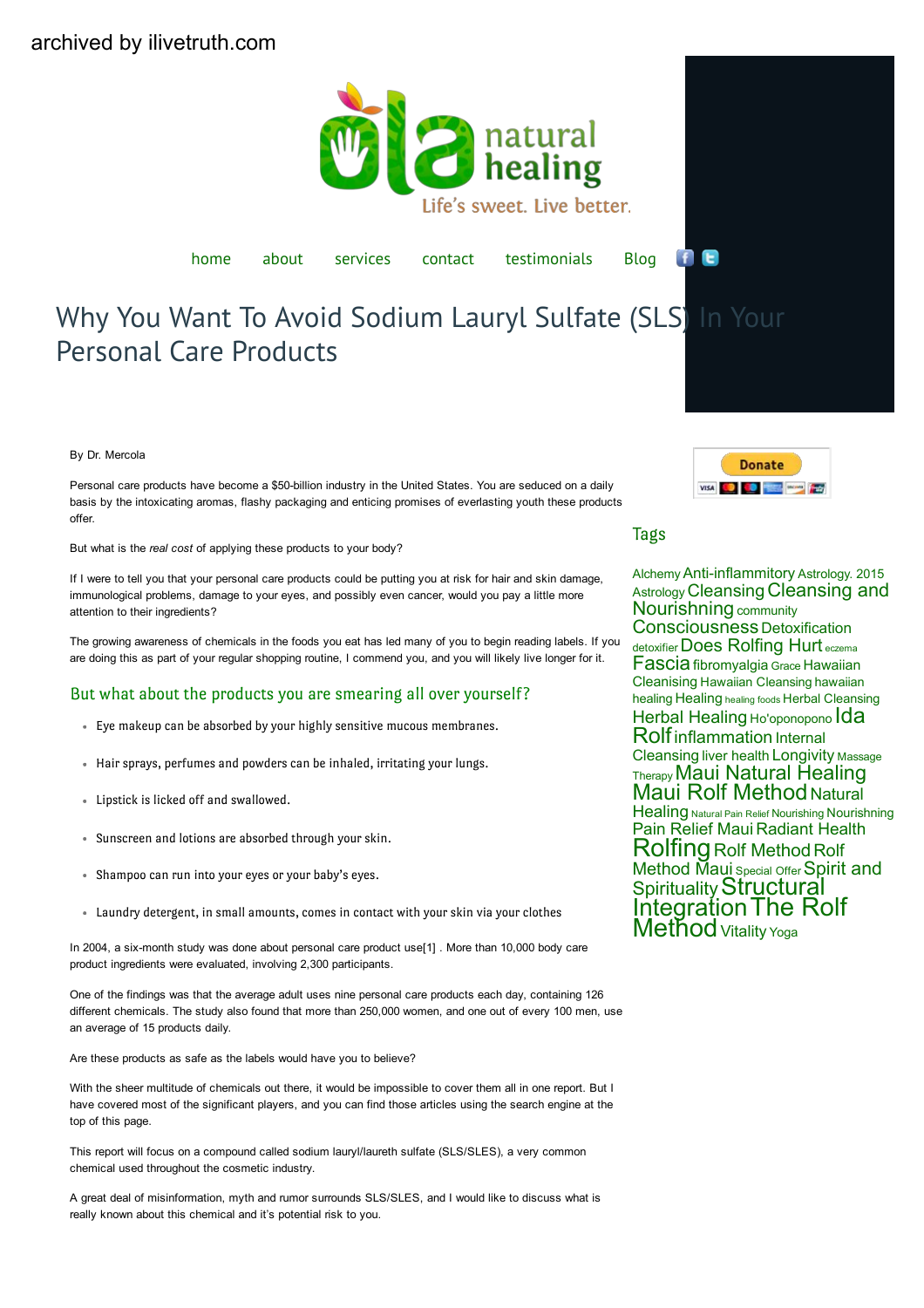archived by ilivetruth.com

ola natural healing

Life's sweet. Live better.

home about services contact testimonials Blog

# Why You Want To Avoid Sodium Lauryl Sulfate (SLS) In Your Personal Care Products

By Dr. Mercola

Personal care products have become a $50-billion industry in the United States. You are seduced on a daily basis by the intoxicating aromas, flashy packaging and enticing promises of everlasting youth these products offer.

But what is the *real cost* of applying these products to your body?

If I were to tell you that your personal care products could be putting you at risk for hair and skin damage, immunological problems, damage to your eyes, and possibly even cancer, would you pay a little more attention to their ingredients?

The growing awareness of chemicals in the foods you eat has led many of you to begin reading labels. If you are doing this as part of your regular shopping routine, I commend you, and you will likely live longer for it.

## But what about the products you are smearing all over yourself?

- Eye makeup can be absorbed by your highly sensitive mucous membranes.
- Hair sprays, perfumes and powders can be inhaled, irritating your lungs.
- Lipstick is licked off and swallowed.
- Sunscreen and lotions are absorbed through your skin.
- Shampoo can run into your eyes or your baby's eyes.
- Laundry detergent, in small amounts, comes in contact with your skin via your clothes

In 2004, a six-month study was done about personal care product use[1] . More than 10,000 body care product ingredients were evaluated, involving 2,300 participants.

One of the findings was that the average adult uses nine personal care products each day, containing 126 different chemicals. The study also found that more than 250,000 women, and one out of every 100 men, use an average of 15 products daily.

Are these products as safe as the labels would have you to believe?

With the sheer multitude of chemicals out there, it would be impossible to cover them all in one report. But I have covered most of the significant players, and you can find those articles using the search engine at the top of this page.

This report will focus on a compound called sodium lauryl/laureth sulfate (SLS/SLES), a very common chemical used throughout the cosmetic industry.

A great deal of misinformation, myth and rumor surrounds SLS/SLES, and I would like to discuss what is really known about this chemical and it's potential risk to you.

Donate

## Tags

Alchemy Anti-inflammitory Astrology. 2015 Astrology Cleansing Cleansing and Nourishing community Consciousness Detoxification detoxifier Does Rolfing Hurt eczema Fascia fibromyalgia Grace Hawaiian Cleansing Hawaiian Cleansing hawaiian healing Healing healing foods Herbal Cleansing Herbal Healing Ho'oponopono Ida Rolf inflammation Internal Cleansing liver health Longivity Massage Therapy Maui Natural Healing Maui Rolf Method Natural Healing Natural Pain Relief Nourishing Nourishning Pain Relief Maui Radiant Health Rolfing Rolf Method Rolf Method Maui Special Offer Spirit and Spirituality Structural Integration The Rolf Method Vitality Yoga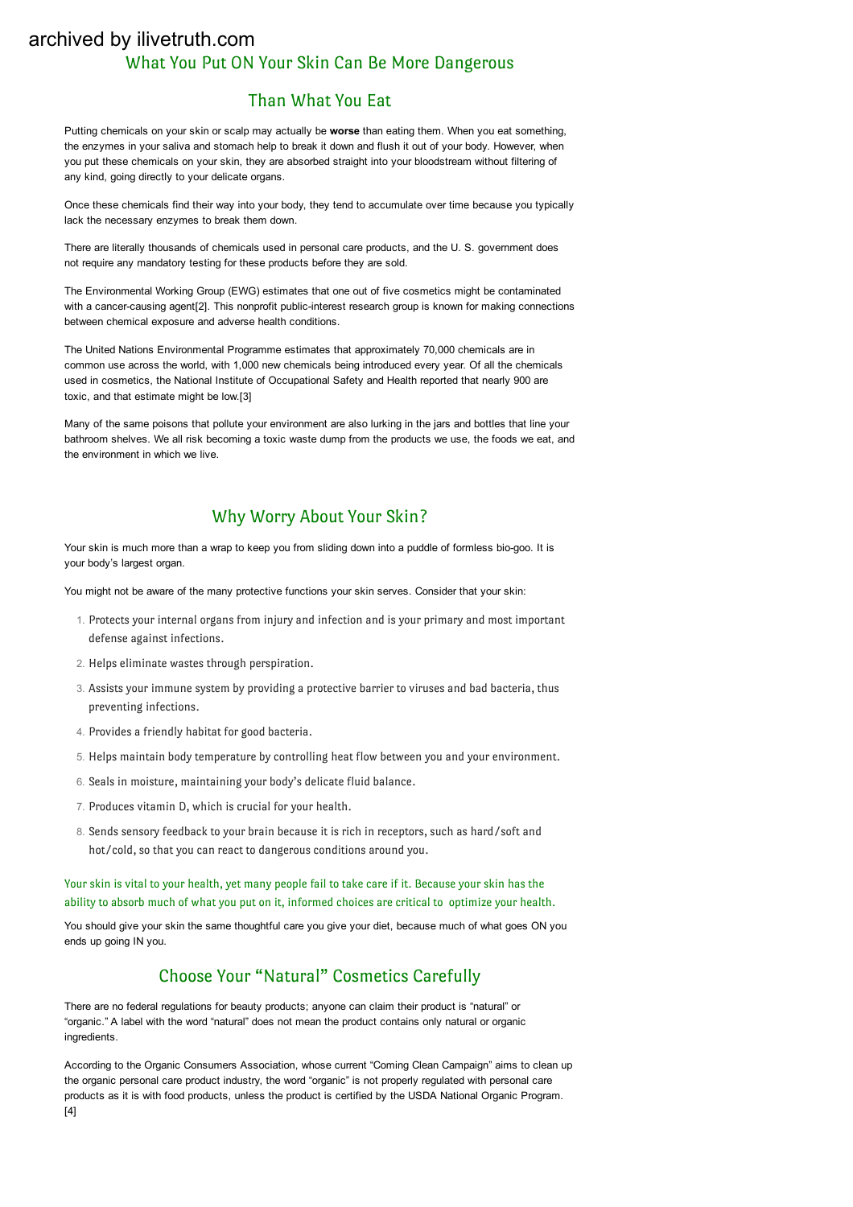archived by ilivetruth.com

## What You Put ON Your Skin Can Be More Dangerous Than What You Eat

Putting chemicals on your skin or scalp may actually be **worse** than eating them. When you eat something, the enzymes in your saliva and stomach help to break it down and flush it out of your body. However, when you put these chemicals on your skin, they are absorbed straight into your bloodstream without filtering of any kind, going directly to your delicate organs.

Once these chemicals find their way into your body, they tend to accumulate over time because you typically lack the necessary enzymes to break them down.

There are literally thousands of chemicals used in personal care products, and the U. S. government does not require any mandatory testing for these products before they are sold.

The Environmental Working Group (EWG) estimates that one out of five cosmetics might be contaminated with a cancer-causing agent[2]. This nonprofit public-interest research group is known for making connections between chemical exposure and adverse health conditions.

The United Nations Environmental Programme estimates that approximately 70,000 chemicals are in common use across the world, with 1,000 new chemicals being introduced every year. Of all the chemicals used in cosmetics, the National Institute of Occupational Safety and Health reported that nearly 900 are toxic, and that estimate might be low.[3]

Many of the same poisons that pollute your environment are also lurking in the jars and bottles that line your bathroom shelves. We all risk becoming a toxic waste dump from the products we use, the foods we eat, and the environment in which we live.

## Why Worry About Your Skin?

Your skin is much more than a wrap to keep you from sliding down into a puddle of formless bio-goo. It is your body's largest organ.

You might not be aware of the many protective functions your skin serves. Consider that your skin:

1. Protects your internal organs from injury and infection and is your primary and most important defense against infections.
2. Helps eliminate wastes through perspiration.
3. Assists your immune system by providing a protective barrier to viruses and bad bacteria, thus preventing infections.
4. Provides a friendly habitat for good bacteria.
5. Helps maintain body temperature by controlling heat flow between you and your environment.
6. Seals in moisture, maintaining your body's delicate fluid balance.
7. Produces vitamin D, which is crucial for your health.
8. Sends sensory feedback to your brain because it is rich in receptors, such as hard/soft and hot/cold, so that you can react to dangerous conditions around you.

Your skin is vital to your health, yet many people fail to take care if it. Because your skin has the ability to absorb much of what you put on it, informed choices are critical to optimize your health.

You should give your skin the same thoughtful care you give your diet, because much of what goes ON you ends up going IN you.

## Choose Your "Natural" Cosmetics Carefully

There are no federal regulations for beauty products; anyone can claim their product is "natural" or "organic." A label with the word "natural" does not mean the product contains only natural or organic ingredients.

According to the Organic Consumers Association, whose current "Coming Clean Campaign" aims to clean up the organic personal care product industry, the word "organic" is not properly regulated with personal care products as it is with food products, unless the product is certified by the USDA National Organic Program.[4]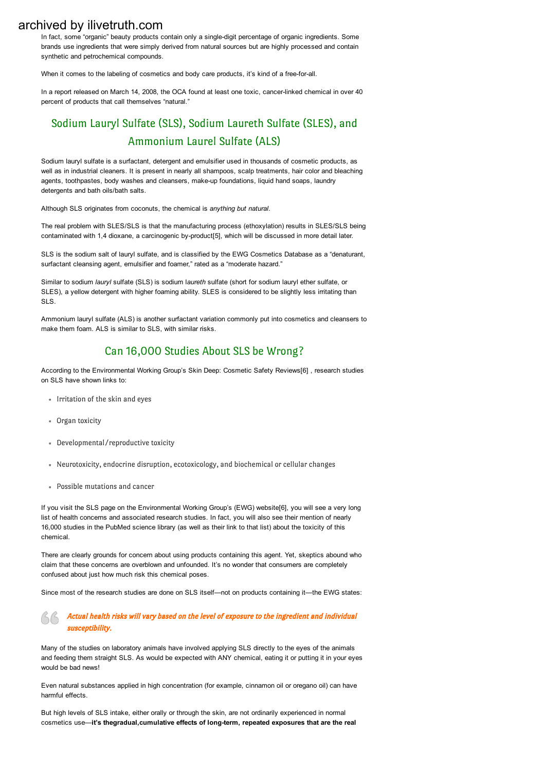In fact, some "organic" beauty products contain only a single-digit percentage of organic ingredients. Some brands use ingredients that were simply derived from natural sources but are highly processed and contain synthetic and petrochemical compounds.

When it comes to the labeling of cosmetics and body care products, it's kind of a free-for-all.

In a report released on March 14, 2008, the OCA found at least one toxic, cancer-linked chemical in over 40 percent of products that call themselves "natural."

## Sodium Lauryl Sulfate (SLS), Sodium Laureth Sulfate (SLES), and Ammonium Laurel Sulfate (ALS)

Sodium lauryl sulfate is a surfactant, detergent and emulsifier used in thousands of cosmetic products, as well as in industrial cleaners. It is present in nearly all shampoos, scalp treatments, hair color and bleaching agents, toothpastes, body washes and cleansers, make-up foundations, liquid hand soaps, laundry detergents and bath oils/bath salts.

Although SLS originates from coconuts, the chemical is *anything but natural*.

The real problem with SLES/SLS is that the manufacturing process (ethoxylation) results in SLES/SLS being contaminated with 1,4 dioxane, a carcinogenic by-product[5], which will be discussed in more detail later.

SLS is the sodium salt of lauryl sulfate, and is classified by the EWG Cosmetics Database as a "denaturant, surfactant cleansing agent, emulsifier and foamer," rated as a "moderate hazard."

Similar to sodium *lauryl* sulfate (SLS) is sodium l*aureth* sulfate (short for sodium lauryl ether sulfate, or SLES), a yellow detergent with higher foaming ability. SLES is considered to be slightly less irritating than SLS.

Ammonium lauryl sulfate (ALS) is another surfactant variation commonly put into cosmetics and cleansers to make them foam. ALS is similar to SLS, with similar risks.

## Can 16,000 Studies About SLS be Wrong?

According to the Environmental Working Group's Skin Deep: Cosmetic Safety Reviews[6] , research studies on SLS have shown links to:

- Irritation of the skin and eyes
- Organ toxicity
- Developmental/reproductive toxicity
- Neurotoxicity, endocrine disruption, ecotoxicology, and biochemical or cellular changes
- Possible mutations and cancer

If you visit the SLS page on the Environmental Working Group's (EWG) website[6], you will see a very long list of health concerns and associated research studies. In fact, you will also see their mention of nearly 16,000 studies in the PubMed science library (as well as their link to that list) about the toxicity of this chemical.

There are clearly grounds for concern about using products containing this agent. Yet, skeptics abound who claim that these concerns are overblown and unfounded. It's no wonder that consumers are completely confused about just how much risk this chemical poses.

Since most of the research studies are done on SLS itself—not on products containing it—the EWG states:

> ***Actual health risks will vary based on the level of exposure to the ingredient and individual susceptibility.***

Many of the studies on laboratory animals have involved applying SLS directly to the eyes of the animals and feeding them straight SLS. As would be expected with ANY chemical, eating it or putting it in your eyes would be bad news!

Even natural substances applied in high concentration (for example, cinnamon oil or oregano oil) can have harmful effects.

But high levels of SLS intake, either orally or through the skin, are not ordinarily experienced in normal cosmetics use—**it's thegradual,cumulative effects of long-term, repeated exposures that are the real**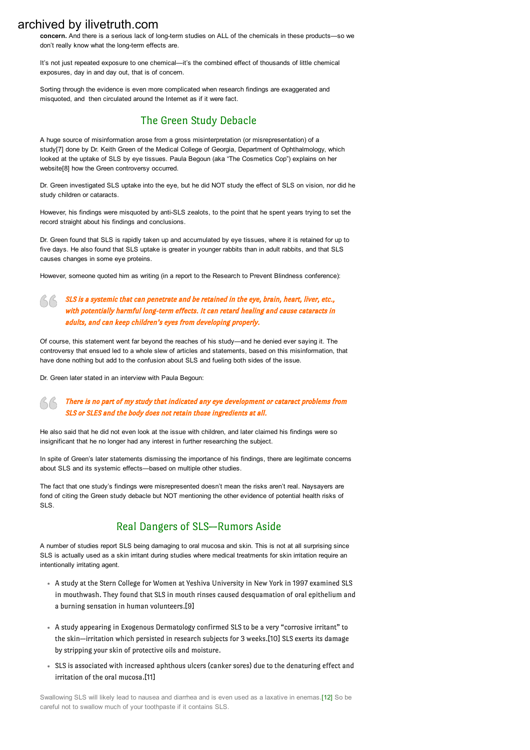**concern.** And there is a serious lack of long-term studies on ALL of the chemicals in these products—so we don't really know what the long-term effects are.

It's not just repeated exposure to one chemical—it's the combined effect of thousands of little chemical exposures, day in and day out, that is of concern.

Sorting through the evidence is even more complicated when research findings are exaggerated and misquoted, and then circulated around the Internet as if it were fact.

## The Green Study Debacle

A huge source of misinformation arose from a gross misinterpretation (or misrepresentation) of a study[7] done by Dr. Keith Green of the Medical College of Georgia, Department of Ophthalmology, which looked at the uptake of SLS by eye tissues. Paula Begoun (aka "The Cosmetics Cop") explains on her website[8] how the Green controversy occurred.

Dr. Green investigated SLS uptake into the eye, but he did NOT study the effect of SLS on vision, nor did he study children or cataracts.

However, his findings were misquoted by anti-SLS zealots, to the point that he spent years trying to set the record straight about his findings and conclusions.

Dr. Green found that SLS is rapidly taken up and accumulated by eye tissues, where it is retained for up to five days. He also found that SLS uptake is greater in younger rabbits than in adult rabbits, and that SLS causes changes in some eye proteins.

However, someone quoted him as writing (in a report to the Research to Prevent Blindness conference):

> *SLS is a systemic that can penetrate and be retained in the eye, brain, heart, liver, etc., with potentially harmful long-term effects. It can retard healing and cause cataracts in adults, and can keep children's eyes from developing properly.*

Of course, this statement went far beyond the reaches of his study—and he denied ever saying it. The controversy that ensued led to a whole slew of articles and statements, based on this misinformation, that have done nothing but add to the confusion about SLS and fueling both sides of the issue.

Dr. Green later stated in an interview with Paula Begoun:

> *There is no part of my study that indicated any eye development or cataract problems from SLS or SLES and the body does not retain those ingredients at all.*

He also said that he did not even look at the issue with children, and later claimed his findings were so insignificant that he no longer had any interest in further researching the subject.

In spite of Green's later statements dismissing the importance of his findings, there are legitimate concerns about SLS and its systemic effects—based on multiple other studies.

The fact that one study's findings were misrepresented doesn't mean the risks aren't real. Naysayers are fond of citing the Green study debacle but NOT mentioning the other evidence of potential health risks of SLS.

## Real Dangers of SLS—Rumors Aside

A number of studies report SLS being damaging to oral mucosa and skin. This is not at all surprising since SLS is actually used as a skin irritant during studies where medical treatments for skin irritation require an intentionally irritating agent.

- A study at the Stern College for Women at Yeshiva University in New York in 1997 examined SLS in mouthwash. They found that SLS in mouth rinses caused desquamation of oral epithelium and a burning sensation in human volunteers.[9]
- A study appearing in Exogenous Dermatology confirmed SLS to be a very "corrosive irritant" to the skin—irritation which persisted in research subjects for 3 weeks.[10] SLS exerts its damage by stripping your skin of protective oils and moisture.
- SLS is associated with increased aphthous ulcers (canker sores) due to the denaturing effect and irritation of the oral mucosa.[11]

Swallowing SLS will likely lead to nausea and diarrhea and is even used as a laxative in enemas.[12] So be careful not to swallow much of your toothpaste if it contains SLS.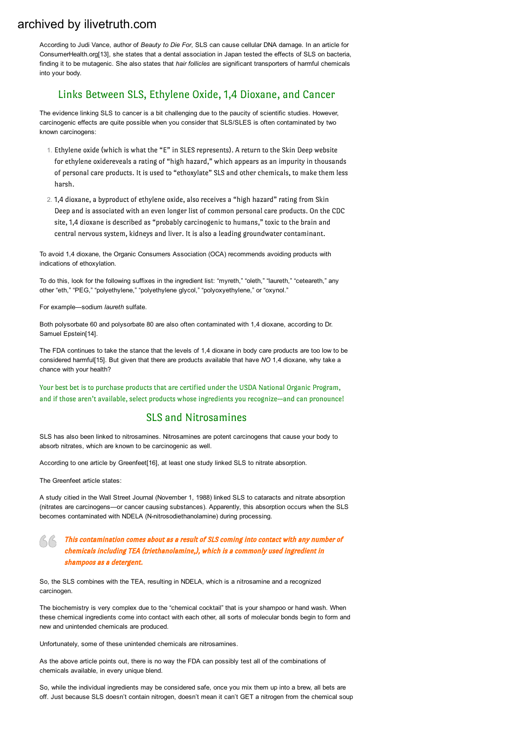According to Judi Vance, author of *Beauty to Die For*, SLS can cause cellular DNA damage. In an article for ConsumerHealth.org[13], she states that a dental association in Japan tested the effects of SLS on bacteria, finding it to be mutagenic. She also states that *hair follicles* are significant transporters of harmful chemicals into your body.

## Links Between SLS, Ethylene Oxide, 1,4 Dioxane, and Cancer

The evidence linking SLS to cancer is a bit challenging due to the paucity of scientific studies. However, carcinogenic effects are quite possible when you consider that SLS/SLES is often contaminated by two known carcinogens:

1. Ethylene oxide (which is what the "E" in SLES represents). A return to the Skin Deep website for ethylene oxidereveals a rating of "high hazard," which appears as an impurity in thousands of personal care products. It is used to "ethoxylate" SLS and other chemicals, to make them less harsh.
2. 1,4 dioxane, a byproduct of ethylene oxide, also receives a "high hazard" rating from Skin Deep and is associated with an even longer list of common personal care products. On the CDC site, 1,4 dioxane is described as "probably carcinogenic to humans," toxic to the brain and central nervous system, kidneys and liver. It is also a leading groundwater contaminant.

To avoid 1,4 dioxane, the Organic Consumers Association (OCA) recommends avoiding products with indications of ethoxylation.

To do this, look for the following suffixes in the ingredient list: "myreth," "oleth," "laureth," "ceteareth," any other "eth," "PEG," "polyethylene," "polyethylene glycol," "polyoxyethylene," or "oxynol."

For example—sodium *laureth* sulfate.

Both polysorbate 60 and polysorbate 80 are also often contaminated with 1,4 dioxane, according to Dr. Samuel Epstein[14].

The FDA continues to take the stance that the levels of 1,4 dioxane in body care products are too low to be considered harmful[15]. But given that there are products available that have *NO* 1,4 dioxane, why take a chance with your health?

Your best bet is to purchase products that are certified under the USDA National Organic Program, and if those aren't available, select products whose ingredients you recognize—and can pronounce!

## SLS and Nitrosamines

SLS has also been linked to nitrosamines. Nitrosamines are potent carcinogens that cause your body to absorb nitrates, which are known to be carcinogenic as well.

According to one article by Greenfeet[16], at least one study linked SLS to nitrate absorption.

The Greenfeet article states:

A study citied in the Wall Street Journal (November 1, 1988) linked SLS to cataracts and nitrate absorption (nitrates are carcinogens—or cancer causing substances). Apparently, this absorption occurs when the SLS becomes contaminated with NDELA (N-nitrosodiethanolamine) during processing.

> ***This contamination comes about as a result of SLS coming into contact with any number of chemicals including TEA (triethanolamine,), which is a commonly used ingredient in shampoos as a detergent.***

So, the SLS combines with the TEA, resulting in NDELA, which is a nitrosamine and a recognized carcinogen.

The biochemistry is very complex due to the "chemical cocktail" that is your shampoo or hand wash. When these chemical ingredients come into contact with each other, all sorts of molecular bonds begin to form and new and unintended chemicals are produced.

Unfortunately, some of these unintended chemicals are nitrosamines.

As the above article points out, there is no way the FDA can possibly test all of the combinations of chemicals available, in every unique blend.

So, while the individual ingredients may be considered safe, once you mix them up into a brew, all bets are off. Just because SLS doesn't contain nitrogen, doesn't mean it can't GET a nitrogen from the chemical soup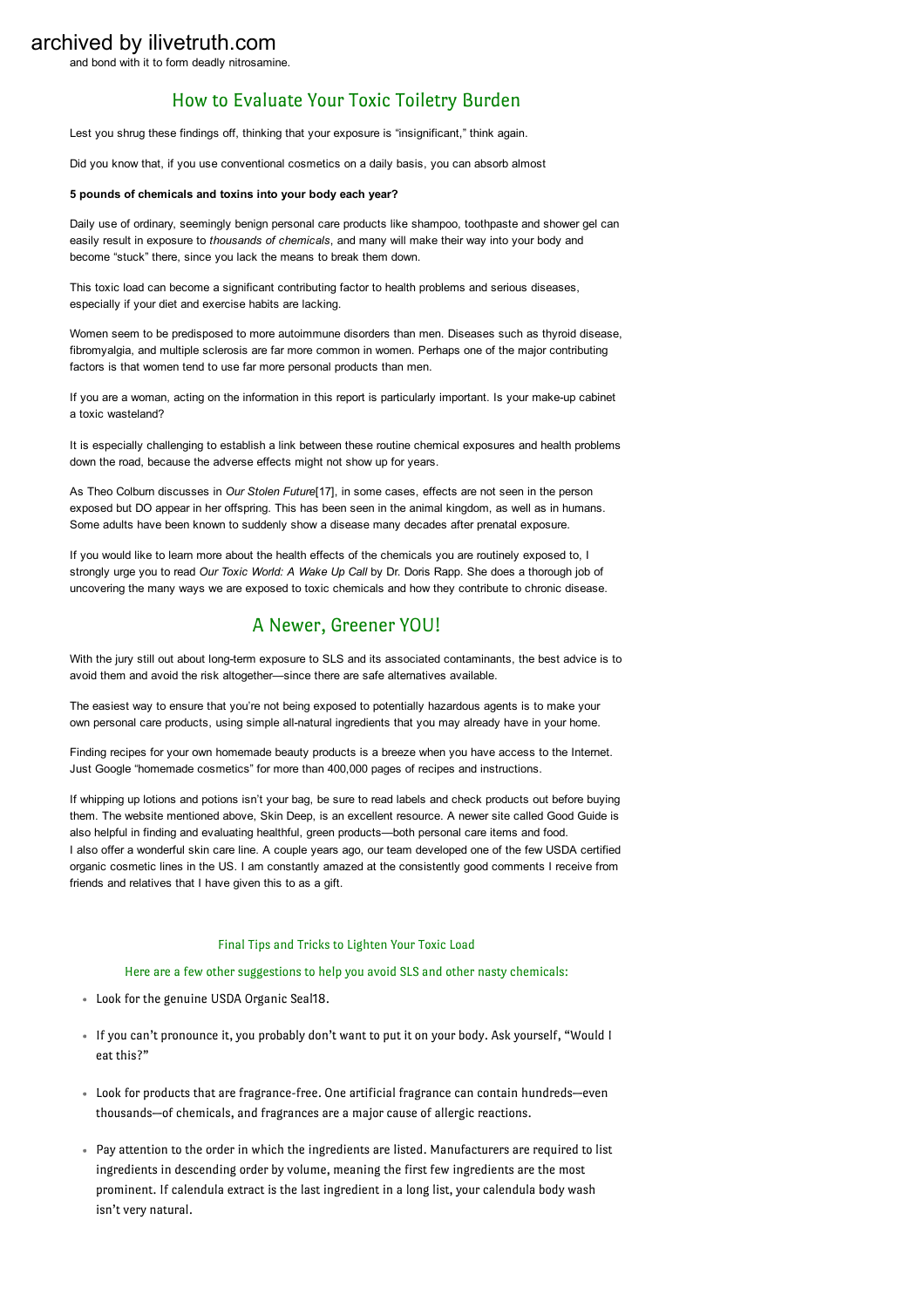and bond with it to form deadly nitrosamine.

## How to Evaluate Your Toxic Toiletry Burden

Lest you shrug these findings off, thinking that your exposure is "insignificant," think again.

Did you know that, if you use conventional cosmetics on a daily basis, you can absorb almost

**5 pounds of chemicals and toxins into your body each year?**

Daily use of ordinary, seemingly benign personal care products like shampoo, toothpaste and shower gel can easily result in exposure to *thousands of chemicals*, and many will make their way into your body and become "stuck" there, since you lack the means to break them down.

This toxic load can become a significant contributing factor to health problems and serious diseases, especially if your diet and exercise habits are lacking.

Women seem to be predisposed to more autoimmune disorders than men. Diseases such as thyroid disease, fibromyalgia, and multiple sclerosis are far more common in women. Perhaps one of the major contributing factors is that women tend to use far more personal products than men.

If you are a woman, acting on the information in this report is particularly important. Is your make-up cabinet a toxic wasteland?

It is especially challenging to establish a link between these routine chemical exposures and health problems down the road, because the adverse effects might not show up for years.

As Theo Colburn discusses in *Our Stolen Future*[17], in some cases, effects are not seen in the person exposed but DO appear in her offspring. This has been seen in the animal kingdom, as well as in humans. Some adults have been known to suddenly show a disease many decades after prenatal exposure.

If you would like to learn more about the health effects of the chemicals you are routinely exposed to, I strongly urge you to read *Our Toxic World: A Wake Up Call* by Dr. Doris Rapp. She does a thorough job of uncovering the many ways we are exposed to toxic chemicals and how they contribute to chronic disease.

## A Newer, Greener YOU!

With the jury still out about long-term exposure to SLS and its associated contaminants, the best advice is to avoid them and avoid the risk altogether—since there are safe alternatives available.

The easiest way to ensure that you're not being exposed to potentially hazardous agents is to make your own personal care products, using simple all-natural ingredients that you may already have in your home.

Finding recipes for your own homemade beauty products is a breeze when you have access to the Internet. Just Google "homemade cosmetics" for more than 400,000 pages of recipes and instructions.

If whipping up lotions and potions isn't your bag, be sure to read labels and check products out before buying them. The website mentioned above, Skin Deep, is an excellent resource. A newer site called Good Guide is also helpful in finding and evaluating healthful, green products—both personal care items and food.
I also offer a wonderful skin care line. A couple years ago, our team developed one of the few USDA certified organic cosmetic lines in the US. I am constantly amazed at the consistently good comments I receive from friends and relatives that I have given this to as a gift.

### Final Tips and Tricks to Lighten Your Toxic Load

#### Here are a few other suggestions to help you avoid SLS and other nasty chemicals:

- Look for the genuine USDA Organic Seal18.
- If you can't pronounce it, you probably don't want to put it on your body. Ask yourself, "Would I eat this?"
- Look for products that are fragrance-free. One artificial fragrance can contain hundreds—even thousands—of chemicals, and fragrances are a major cause of allergic reactions.
- Pay attention to the order in which the ingredients are listed. Manufacturers are required to list ingredients in descending order by volume, meaning the first few ingredients are the most prominent. If calendula extract is the last ingredient in a long list, your calendula body wash isn't very natural.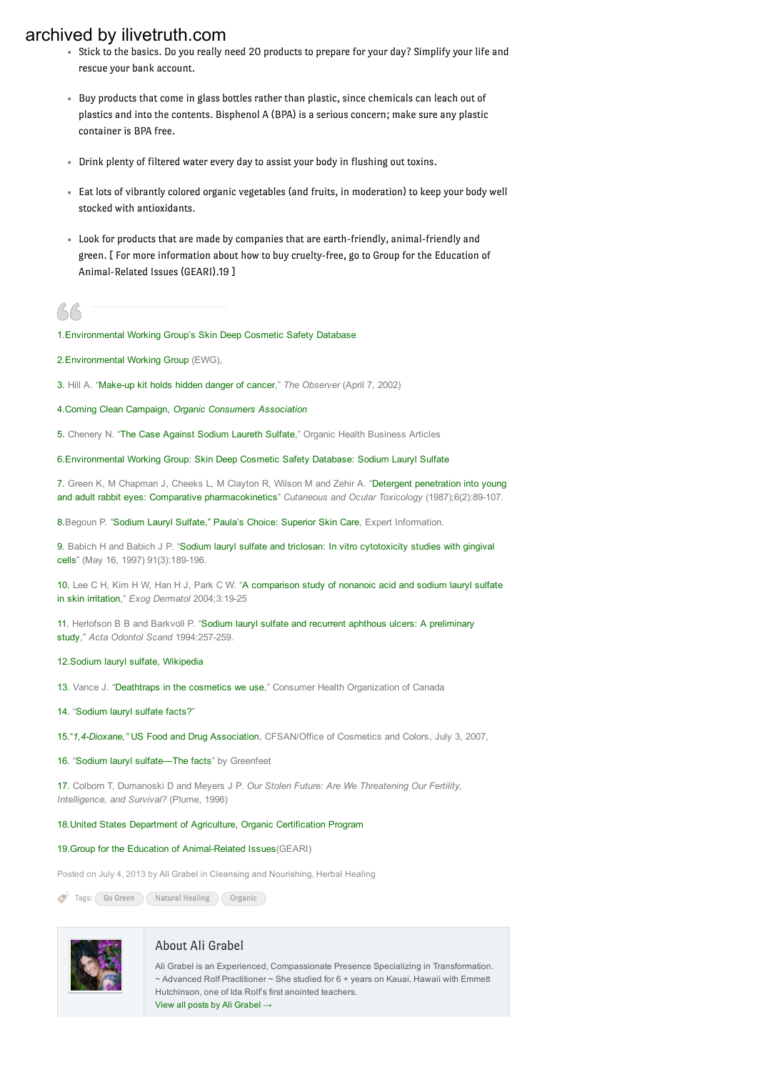- Stick to the basics. Do you really need 20 products to prepare for your day? Simplify your life and rescue your bank account.

- Buy products that come in glass bottles rather than plastic, since chemicals can leach out of plastics and into the contents. Bisphenol A (BPA) is a serious concern; make sure any plastic container is BPA free.

- Drink plenty of filtered water every day to assist your body in flushing out toxins.

- Eat lots of vibrantly colored organic vegetables (and fruits, in moderation) to keep your body well stocked with antioxidants.

- Look for products that are made by companies that are earth-friendly, animal-friendly and green. [ For more information about how to buy cruelty-free, go to Group for the Education of Animal-Related Issues (GEARI).19 ]

1.Environmental Working Group's Skin Deep Cosmetic Safety Database

2.Environmental Working Group (EWG),

3. Hill A. "Make-up kit holds hidden danger of cancer," *The Observer* (April 7, 2002)

4.Coming Clean Campaign, *Organic Consumers Association*

5. Chenery N. "The Case Against Sodium Laureth Sulfate," Organic Health Business Articles

6.Environmental Working Group: Skin Deep Cosmetic Safety Database: Sodium Lauryl Sulfate

7. Green K, M Chapman J, Cheeks L, M Clayton R, Wilson M and Zehir A. "Detergent penetration into young and adult rabbit eyes: Comparative pharmacokinetics" *Cutaneous and Ocular Toxicology* (1987);6(2):89-107.

8.Begoun P. "Sodium Lauryl Sulfate," Paula's Choice: Superior Skin Care, Expert Information.

9. Babich H and Babich J P. "Sodium lauryl sulfate and triclosan: In vitro cytotoxicity studies with gingival cells" (May 16, 1997) 91(3):189-196.

10. Lee C H, Kim H W, Han H J, Park C W. "A comparison study of nonanoic acid and sodium lauryl sulfate in skin irritation," *Exog Dermatol* 2004;3:19-25

11. Herlofson B B and Barkvoll P. "Sodium lauryl sulfate and recurrent aphthous ulcers: A preliminary study," *Acta Odontol Scand* 1994:257-259.

12.Sodium lauryl sulfate, Wikipedia

13. Vance J. "Deathtraps in the cosmetics we use," Consumer Health Organization of Canada

14. "Sodium lauryl sulfate facts?"

15."*1,4-Dioxane,"* US Food and Drug Association, CFSAN/Office of Cosmetics and Colors, July 3, 2007,

16. "Sodium lauryl sulfate—The facts" by Greenfeet

17. Colborn T, Dumanoski D and Meyers J P. *Our Stolen Future: Are We Threatening Our Fertility, Intelligence, and Survival?* (Plume, 1996)

18.United States Department of Agriculture, Organic Certification Program

19.Group for the Education of Animal-Related Issues(GEARI)

Posted on July 4, 2013 by Ali Grabel in Cleansing and Nourishing, Herbal Healing

Tags: Go Green Natural Healing Organic

## About Ali Grabel

Ali Grabel is an Experienced, Compassionate Presence Specializing in Transformation. ~ Advanced Rolf Practitioner ~ She studied for 6 + years on Kauai, Hawaii with Emmett Hutchinson, one of Ida Rolf's first anointed teachers.

View all posts by Ali Grabel →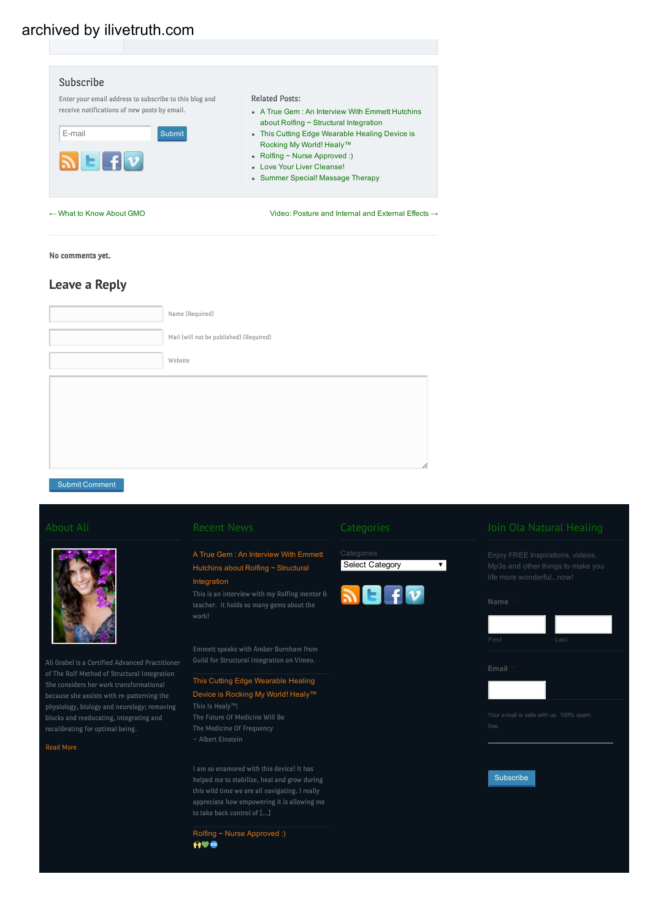archived by ilivetruth.com

## Subscribe

Enter your email address to subscribe to this blog and receive notifications of new posts by email.

E-mail Submit

Related Posts:

- A True Gem : An Interview With Emmett Hutchins about Rolfing ~ Structural Integration
- This Cutting Edge Wearable Healing Device is Rocking My World! Healy™
- Rolfing ~ Nurse Approved :)
- Love Your Liver Cleanse!
- Summer Special! Massage Therapy

← What to Know About GMO

Video: Posture and Internal and External Effects →

**No comments yet.**

## Leave a Reply

Name (Required)

Mail (will not be published) (Required)

Website

Submit Comment

### About Ali

Ali Grabel is a Certified Advanced Practitioner of The Rolf Method of Structural Integration She considers her work transformational because she assists with re-patterning the physiology, biology and neurology; removing blocks and reeducating, integrating and recalibrating for optimal being.

Read More

### Recent News

A True Gem : An Interview With Emmett Hutchins about Rolfing ~ Structural Integration

This is an interview with my Rolfing mentor & teacher. It holds so many gems about the work!

Emmett speaks with Amber Burnham from Guild for Structural Integration on Vimeo.

This Cutting Edge Wearable Healing Device is Rocking My World! Healy™

This Is Healy™!
The Future Of Medicine Will Be
The Medicine Of Frequency
~ Albert Einstein

I am so enamored with this device! It has helped me to stabilize, heal and grow during this wild time we are all navigating. I really appreciate how empowering it is allowing me to take back control of […]

Rolfing ~ Nurse Approved :)

🙌💚♾

### Categories

Categories

Select Category

### Join Ola Natural Healing

Enjoy FREE Inspirations, videos, Mp3s and other things to make you life more wonderful...now!

Name *

First Last

Email *

Your e-mail is safe with us. 100% spam free.

Subscribe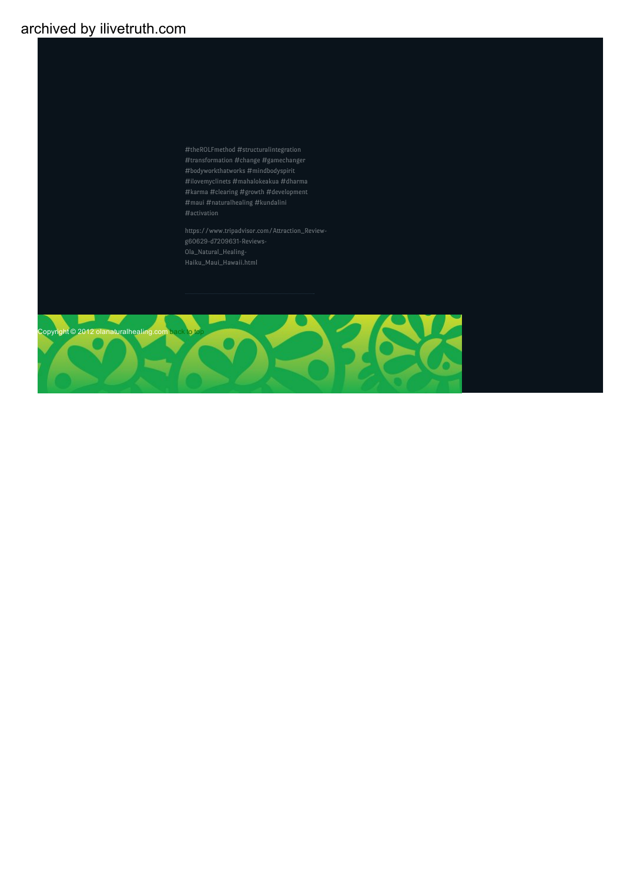#theROLFmethod #structuralintegration #transformation #change #gamechanger #bodyworkthatworks #mindbodyspirit #ilovemyclinets #mahalokeakua #dharma #karma #clearing #growth #development #maui #naturalhealing #kundalini #activation

https://www.tripadvisor.com/Attraction_Review-g60629-d7209631-Reviews-Ola_Natural_Healing-Haiku_Maui_Hawaii.html

Copyright © 2012 olanaturalhealing.com back to top